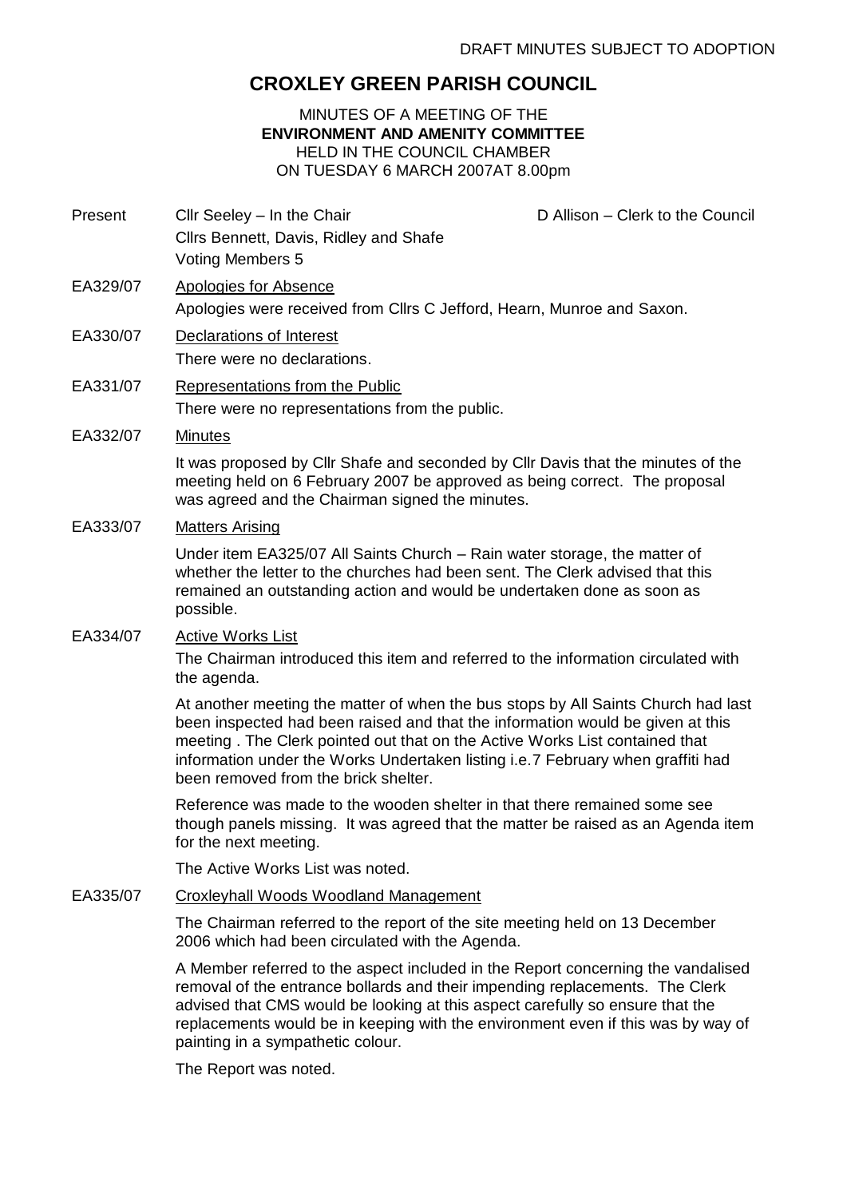DRAFT MINUTES SUBJECT TO ADOPTION

# CROXLEY GREEN PARISH COUNCIL

MINUTES OF A MEETING OF THE
**ENVIRONMENT AND AMENITY COMMITTEE**
HELD IN THE COUNCIL CHAMBER
ON TUESDAY 6 MARCH 2007AT 8.00pm

Present: Cllr Seeley – In the Chair; Cllrs Bennett, Davis, Ridley and Shafe; Voting Members 5

D Allison – Clerk to the Council

**EA329/07** Apologies for Absence

Apologies were received from Cllrs C Jefford, Hearn, Munroe and Saxon.

**EA330/07** Declarations of Interest

There were no declarations.

**EA331/07** Representations from the Public

There were no representations from the public.

**EA332/07** Minutes

It was proposed by Cllr Shafe and seconded by Cllr Davis that the minutes of the meeting held on 6 February 2007 be approved as being correct. The proposal was agreed and the Chairman signed the minutes.

**EA333/07** Matters Arising

Under item EA325/07 All Saints Church – Rain water storage, the matter of whether the letter to the churches had been sent. The Clerk advised that this remained an outstanding action and would be undertaken done as soon as possible.

**EA334/07** Active Works List

The Chairman introduced this item and referred to the information circulated with the agenda.

At another meeting the matter of when the bus stops by All Saints Church had last been inspected had been raised and that the information would be given at this meeting . The Clerk pointed out that on the Active Works List contained that information under the Works Undertaken listing i.e.7 February when graffiti had been removed from the brick shelter.

Reference was made to the wooden shelter in that there remained some see though panels missing. It was agreed that the matter be raised as an Agenda item for the next meeting.

The Active Works List was noted.

**EA335/07** Croxleyhall Woods Woodland Management

The Chairman referred to the report of the site meeting held on 13 December 2006 which had been circulated with the Agenda.

A Member referred to the aspect included in the Report concerning the vandalised removal of the entrance bollards and their impending replacements. The Clerk advised that CMS would be looking at this aspect carefully so ensure that the replacements would be in keeping with the environment even if this was by way of painting in a sympathetic colour.

The Report was noted.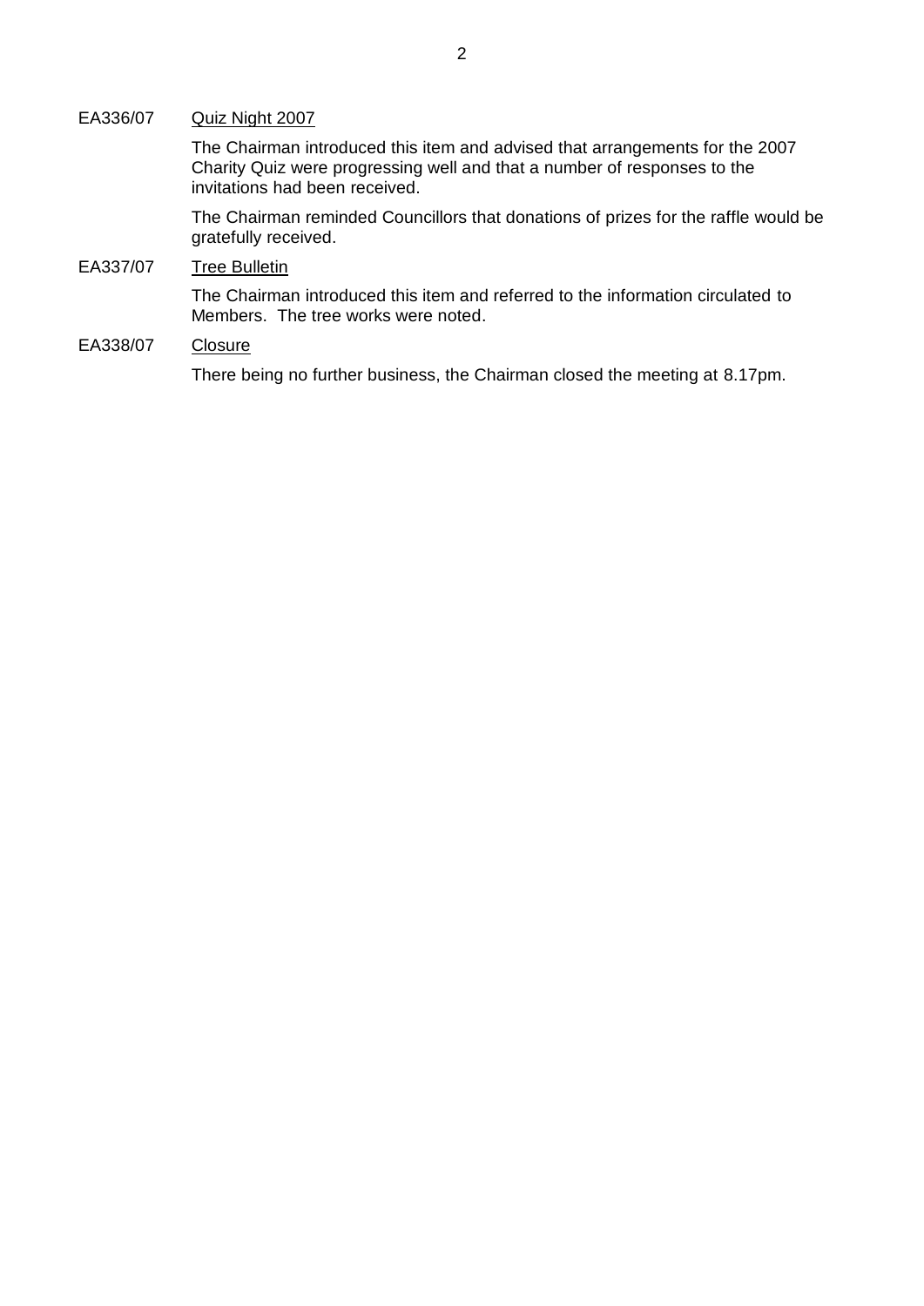EA336/07 Quiz Night 2007

The Chairman introduced this item and advised that arrangements for the 2007 Charity Quiz were progressing well and that a number of responses to the invitations had been received.

The Chairman reminded Councillors that donations of prizes for the raffle would be gratefully received.

EA337/07 Tree Bulletin

The Chairman introduced this item and referred to the information circulated to Members. The tree works were noted.

EA338/07 Closure

There being no further business, the Chairman closed the meeting at 8.17pm.